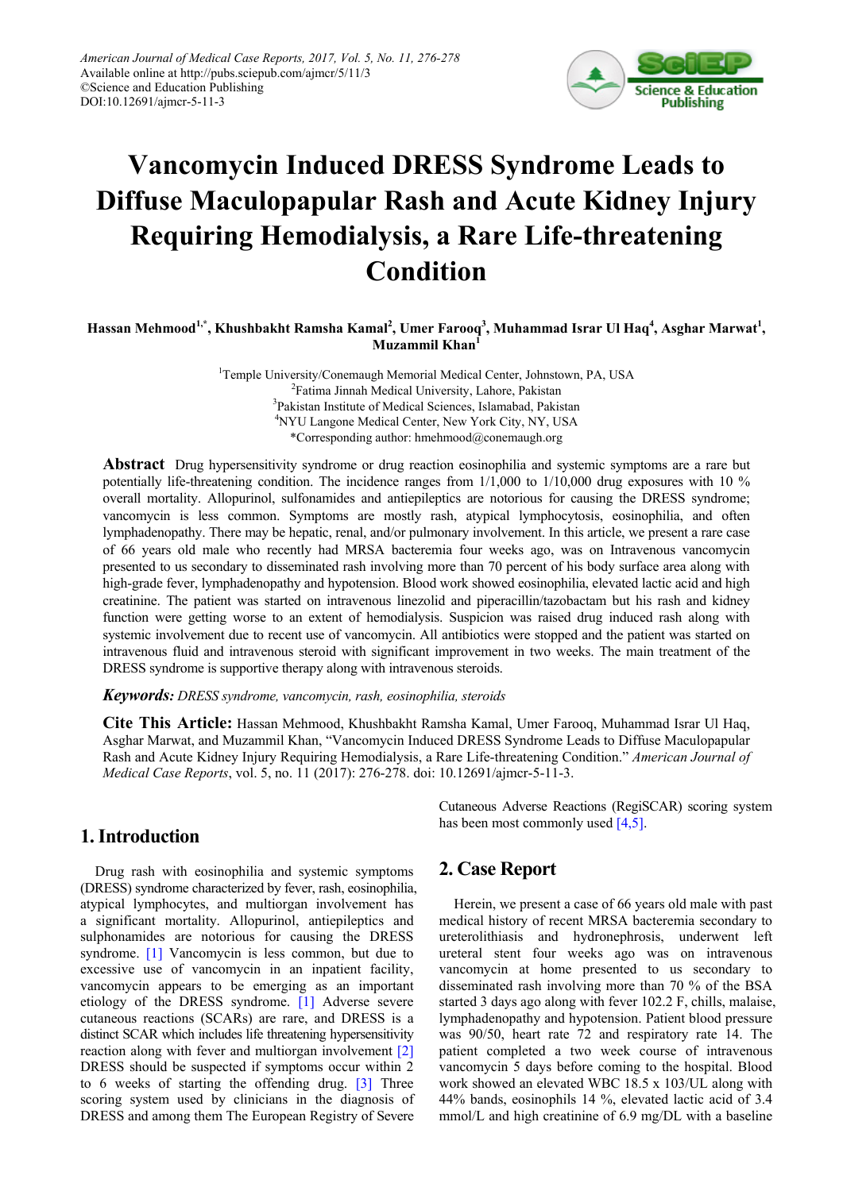American Journal of Medical Case Reports, 2017, Vol. 5, No. 11, 276-278
Available online at http://pubs.sciepub.com/ajmcr/5/11/3
©Science and Education Publishing
DOI:10.12691/ajmcr-5-11-3

# Vancomycin Induced DRESS Syndrome Leads to Diffuse Maculopapular Rash and Acute Kidney Injury Requiring Hemodialysis, a Rare Life-threatening Condition

**Hassan Mehmood[1,*], Khushbakht Ramsha Kamal[2], Umer Farooq[3], Muhammad Israr Ul Haq[4], Asghar Marwat[1], Muzammil Khan[1]**

[1]Temple University/Conemaugh Memorial Medical Center, Johnstown, PA, USA
[2]Fatima Jinnah Medical University, Lahore, Pakistan
[3]Pakistan Institute of Medical Sciences, Islamabad, Pakistan
[4]NYU Langone Medical Center, New York City, NY, USA
*Corresponding author: hmehmood@conemaugh.org

**Abstract** Drug hypersensitivity syndrome or drug reaction eosinophilia and systemic symptoms are a rare but potentially life-threatening condition. The incidence ranges from 1/1,000 to 1/10,000 drug exposures with 10 % overall mortality. Allopurinol, sulfonamides and antiepileptics are notorious for causing the DRESS syndrome; vancomycin is less common. Symptoms are mostly rash, atypical lymphocytosis, eosinophilia, and often lymphadenopathy. There may be hepatic, renal, and/or pulmonary involvement. In this article, we present a rare case of 66 years old male who recently had MRSA bacteremia four weeks ago, was on Intravenous vancomycin presented to us secondary to disseminated rash involving more than 70 percent of his body surface area along with high-grade fever, lymphadenopathy and hypotension. Blood work showed eosinophilia, elevated lactic acid and high creatinine. The patient was started on intravenous linezolid and piperacillin/tazobactam but his rash and kidney function were getting worse to an extent of hemodialysis. Suspicion was raised drug induced rash along with systemic involvement due to recent use of vancomycin. All antibiotics were stopped and the patient was started on intravenous fluid and intravenous steroid with significant improvement in two weeks. The main treatment of the DRESS syndrome is supportive therapy along with intravenous steroids.

***Keywords:*** *DRESS syndrome, vancomycin, rash, eosinophilia, steroids*

**Cite This Article:** Hassan Mehmood, Khushbakht Ramsha Kamal, Umer Farooq, Muhammad Israr Ul Haq, Asghar Marwat, and Muzammil Khan, "Vancomycin Induced DRESS Syndrome Leads to Diffuse Maculopapular Rash and Acute Kidney Injury Requiring Hemodialysis, a Rare Life-threatening Condition." *American Journal of Medical Case Reports*, vol. 5, no. 11 (2017): 276-278. doi: 10.12691/ajmcr-5-11-3.

## 1. Introduction

Drug rash with eosinophilia and systemic symptoms (DRESS) syndrome characterized by fever, rash, eosinophilia, atypical lymphocytes, and multiorgan involvement has a significant mortality. Allopurinol, antiepileptics and sulphonamides are notorious for causing the DRESS syndrome. [1] Vancomycin is less common, but due to excessive use of vancomycin in an inpatient facility, vancomycin appears to be emerging as an important etiology of the DRESS syndrome. [1] Adverse severe cutaneous reactions (SCARs) are rare, and DRESS is a distinct SCAR which includes life threatening hypersensitivity reaction along with fever and multiorgan involvement [2] DRESS should be suspected if symptoms occur within 2 to 6 weeks of starting the offending drug. [3] Three scoring system used by clinicians in the diagnosis of DRESS and among them The European Registry of Severe Cutaneous Adverse Reactions (RegiSCAR) scoring system has been most commonly used [4,5].

## 2. Case Report

Herein, we present a case of 66 years old male with past medical history of recent MRSA bacteremia secondary to ureterolithiasis and hydronephrosis, underwent left ureteral stent four weeks ago was on intravenous vancomycin at home presented to us secondary to disseminated rash involving more than 70 % of the BSA started 3 days ago along with fever 102.2 F, chills, malaise, lymphadenopathy and hypotension. Patient blood pressure was 90/50, heart rate 72 and respiratory rate 14. The patient completed a two week course of intravenous vancomycin 5 days before coming to the hospital. Blood work showed an elevated WBC 18.5 x 103/UL along with 44% bands, eosinophils 14 %, elevated lactic acid of 3.4 mmol/L and high creatinine of 6.9 mg/DL with a baseline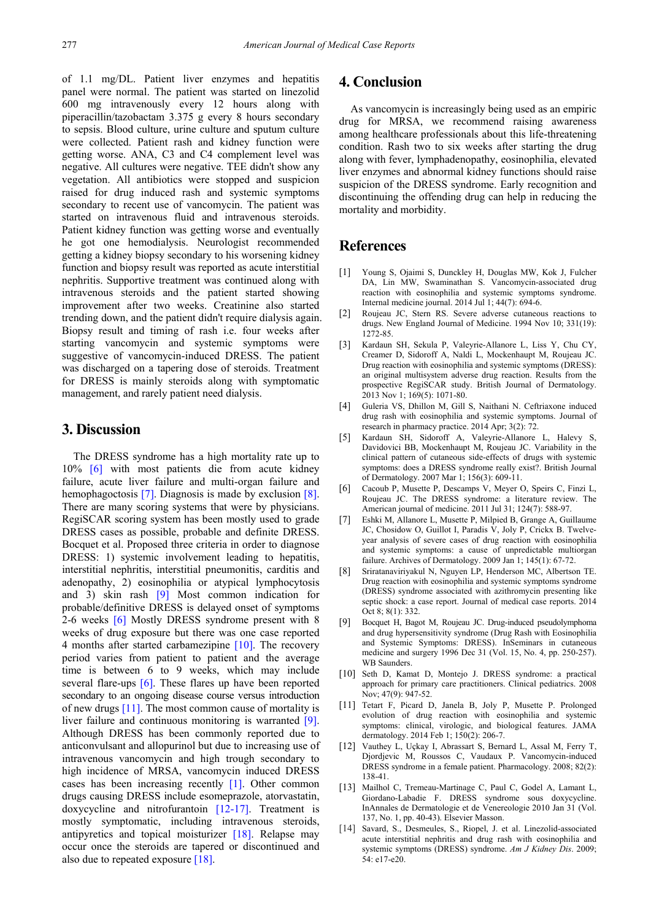of 1.1 mg/DL. Patient liver enzymes and hepatitis panel were normal. The patient was started on linezolid 600 mg intravenously every 12 hours along with piperacillin/tazobactam 3.375 g every 8 hours secondary to sepsis. Blood culture, urine culture and sputum culture were collected. Patient rash and kidney function were getting worse. ANA, C3 and C4 complement level was negative. All cultures were negative. TEE didn't show any vegetation. All antibiotics were stopped and suspicion raised for drug induced rash and systemic symptoms secondary to recent use of vancomycin. The patient was started on intravenous fluid and intravenous steroids. Patient kidney function was getting worse and eventually he got one hemodialysis. Neurologist recommended getting a kidney biopsy secondary to his worsening kidney function and biopsy result was reported as acute interstitial nephritis. Supportive treatment was continued along with intravenous steroids and the patient started showing improvement after two weeks. Creatinine also started trending down, and the patient didn't require dialysis again. Biopsy result and timing of rash i.e. four weeks after starting vancomycin and systemic symptoms were suggestive of vancomycin-induced DRESS. The patient was discharged on a tapering dose of steroids. Treatment for DRESS is mainly steroids along with symptomatic management, and rarely patient need dialysis.

## 3. Discussion

The DRESS syndrome has a high mortality rate up to 10% [6] with most patients die from acute kidney failure, acute liver failure and multi-organ failure and hemophagoctosis [7]. Diagnosis is made by exclusion [8]. There are many scoring systems that were by physicians. RegiSCAR scoring system has been mostly used to grade DRESS cases as possible, probable and definite DRESS. Bocquet et al. Proposed three criteria in order to diagnose DRESS: 1) systemic involvement leading to hepatitis, interstitial nephritis, interstitial pneumonitis, carditis and adenopathy, 2) eosinophilia or atypical lymphocytosis and 3) skin rash [9] Most common indication for probable/definitive DRESS is delayed onset of symptoms 2-6 weeks [6] Mostly DRESS syndrome present with 8 weeks of drug exposure but there was one case reported 4 months after started carbamezipine [10]. The recovery period varies from patient to patient and the average time is between 6 to 9 weeks, which may include several flare-ups [6]. These flares up have been reported secondary to an ongoing disease course versus introduction of new drugs [11]. The most common cause of mortality is liver failure and continuous monitoring is warranted [9]. Although DRESS has been commonly reported due to anticonvulsant and allopurinol but due to increasing use of intravenous vancomycin and high trough secondary to high incidence of MRSA, vancomycin induced DRESS cases has been increasing recently [1]. Other common drugs causing DRESS include esomeprazole, atorvastatin, doxycycline and nitrofurantoin [12-17]. Treatment is mostly symptomatic, including intravenous steroids, antipyretics and topical moisturizer [18]. Relapse may occur once the steroids are tapered or discontinued and also due to repeated exposure [18].

## 4. Conclusion

As vancomycin is increasingly being used as an empiric drug for MRSA, we recommend raising awareness among healthcare professionals about this life-threatening condition. Rash two to six weeks after starting the drug along with fever, lymphadenopathy, eosinophilia, elevated liver enzymes and abnormal kidney functions should raise suspicion of the DRESS syndrome. Early recognition and discontinuing the offending drug can help in reducing the mortality and morbidity.

## References

[1] Young S, Ojaimi S, Dunckley H, Douglas MW, Kok J, Fulcher DA, Lin MW, Swaminathan S. Vancomycin-associated drug reaction with eosinophilia and systemic symptoms syndrome. Internal medicine journal. 2014 Jul 1; 44(7): 694-6.

[2] Roujeau JC, Stern RS. Severe adverse cutaneous reactions to drugs. New England Journal of Medicine. 1994 Nov 10; 331(19): 1272-85.

[3] Kardaun SH, Sekula P, Valeyrie-Allanore L, Liss Y, Chu CY, Creamer D, Sidoroff A, Naldi L, Mockenhaupt M, Roujeau JC. Drug reaction with eosinophilia and systemic symptoms (DRESS): an original multisystem adverse drug reaction. Results from the prospective RegiSCAR study. British Journal of Dermatology. 2013 Nov 1; 169(5): 1071-80.

[4] Guleria VS, Dhillon M, Gill S, Naithani N. Ceftriaxone induced drug rash with eosinophilia and systemic symptoms. Journal of research in pharmacy practice. 2014 Apr; 3(2): 72.

[5] Kardaun SH, Sidoroff A, Valeyrie-Allanore L, Halevy S, Davidovici BB, Mockenhaupt M, Roujeau JC. Variability in the clinical pattern of cutaneous side-effects of drugs with systemic symptoms: does a DRESS syndrome really exist?. British Journal of Dermatology. 2007 Mar 1; 156(3): 609-11.

[6] Cacoub P, Musette P, Descamps V, Meyer O, Speirs C, Finzi L, Roujeau JC. The DRESS syndrome: a literature review. The American journal of medicine. 2011 Jul 31; 124(7): 588-97.

[7] Eshki M, Allanore L, Musette P, Milpied B, Grange A, Guillaume JC, Chosidow O, Guillot I, Paradis V, Joly P, Crickx B. Twelve-year analysis of severe cases of drug reaction with eosinophilia and systemic symptoms: a cause of unpredictable multiorgan failure. Archives of Dermatology. 2009 Jan 1; 145(1): 67-72.

[8] Sriratanaviriyakul N, Nguyen LP, Henderson MC, Albertson TE. Drug reaction with eosinophilia and systemic symptoms syndrome (DRESS) syndrome associated with azithromycin presenting like septic shock: a case report. Journal of medical case reports. 2014 Oct 8; 8(1): 332.

[9] Bocquet H, Bagot M, Roujeau JC. Drug-induced pseudolymphoma and drug hypersensitivity syndrome (Drug Rash with Eosinophilia and Systemic Symptoms: DRESS). InSeminars in cutaneous medicine and surgery 1996 Dec 31 (Vol. 15, No. 4, pp. 250-257). WB Saunders.

[10] Seth D, Kamat D, Montejo J. DRESS syndrome: a practical approach for primary care practitioners. Clinical pediatrics. 2008 Nov; 47(9): 947-52.

[11] Tetart F, Picard D, Janela B, Joly P, Musette P. Prolonged evolution of drug reaction with eosinophilia and systemic symptoms: clinical, virologic, and biological features. JAMA dermatology. 2014 Feb 1; 150(2): 206-7.

[12] Vauthey L, Uçkay I, Abrassart S, Bernard L, Assal M, Ferry T, Djordjevic M, Roussos C, Vaudaux P. Vancomycin-induced DRESS syndrome in a female patient. Pharmacology. 2008; 82(2): 138-41.

[13] Mailhol C, Tremeau-Martinage C, Paul C, Godel A, Lamant L, Giordano-Labadie F. DRESS syndrome sous doxycycline. InAnnales de Dermatologie et de Venereologie 2010 Jan 31 (Vol. 137, No. 1, pp. 40-43). Elsevier Masson.

[14] Savard, S., Desmeules, S., Riopel, J. et al. Linezolid-associated acute interstitial nephritis and drug rash with eosinophilia and systemic symptoms (DRESS) syndrome. *Am J Kidney Dis*. 2009; 54: e17-e20.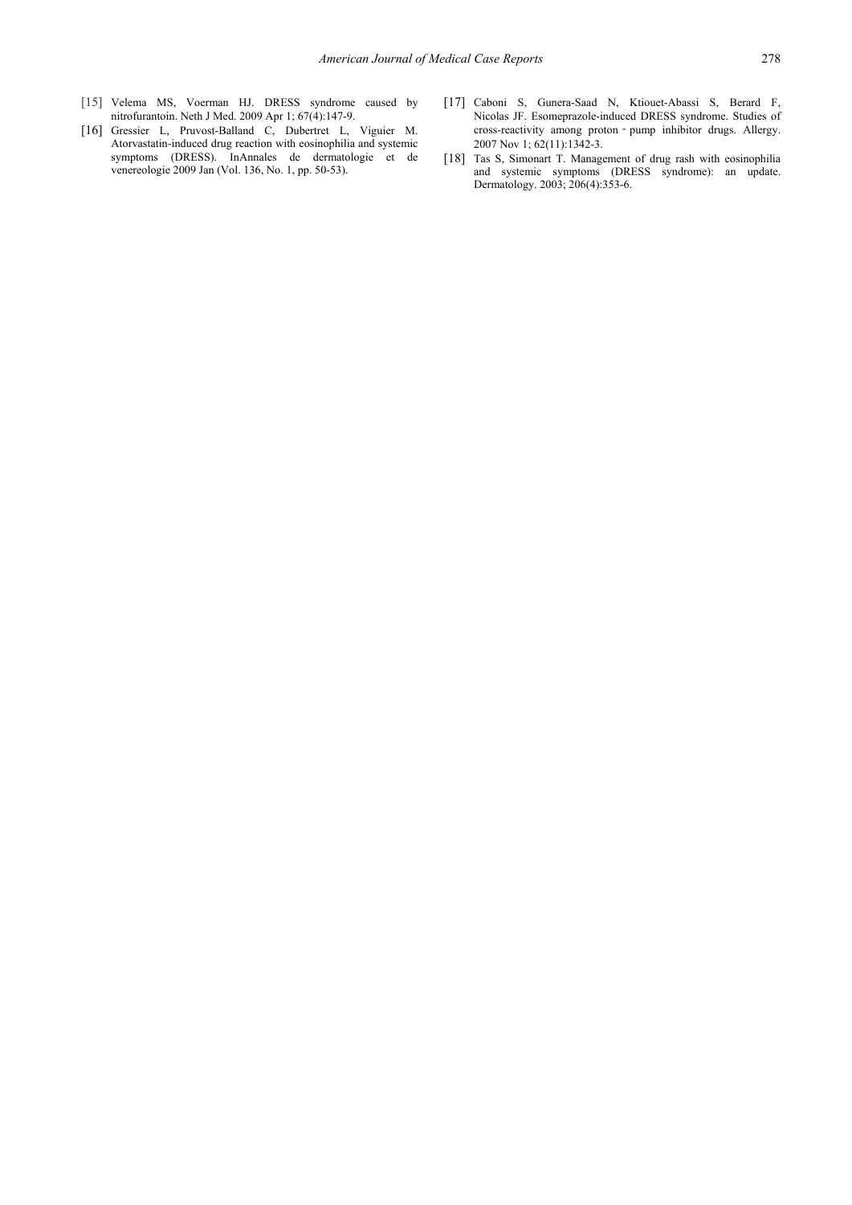[15] Velema MS, Voerman HJ. DRESS syndrome caused by nitrofurantoin. Neth J Med. 2009 Apr 1; 67(4):147-9.

[16] Gressier L, Pruvost-Balland C, Dubertret L, Viguier M. Atorvastatin-induced drug reaction with eosinophilia and systemic symptoms (DRESS). InAnnales de dermatologie et de venereologie 2009 Jan (Vol. 136, No. 1, pp. 50-53).

[17] Caboni S, Gunera-Saad N, Ktiouet-Abassi S, Berard F, Nicolas JF. Esomeprazole-induced DRESS syndrome. Studies of cross-reactivity among proton - pump inhibitor drugs. Allergy. 2007 Nov 1; 62(11):1342-3.

[18] Tas S, Simonart T. Management of drug rash with eosinophilia and systemic symptoms (DRESS syndrome): an update. Dermatology. 2003; 206(4):353-6.